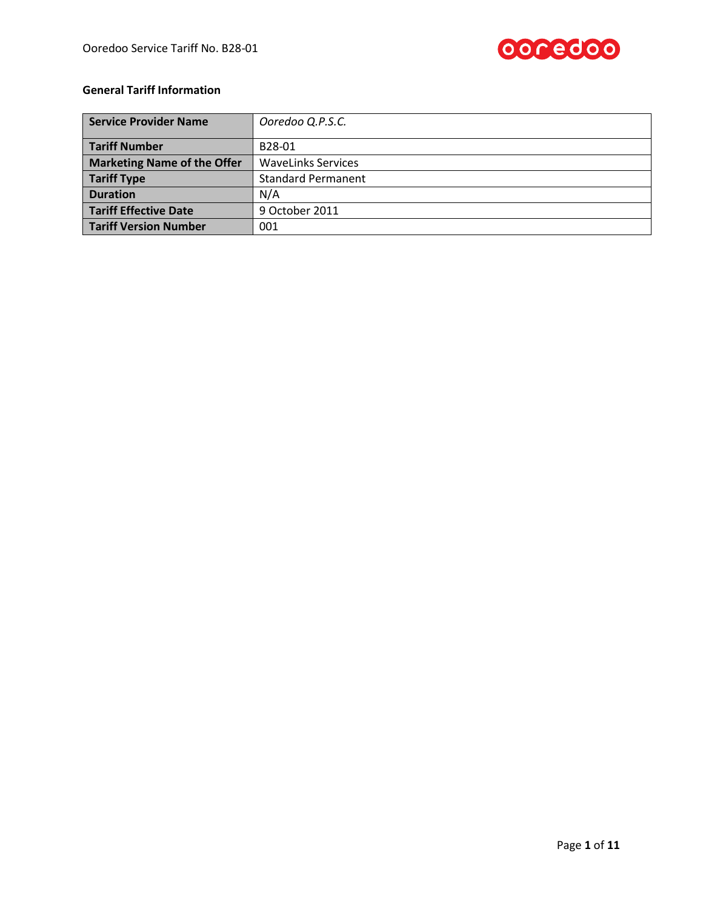**General Tariff Information**

| | |
|---|---|
| **Service Provider Name** | *Ooredoo Q.P.S.C.* |
| **Tariff Number** | B28-01 |
| **Marketing Name of the Offer** | WaveLinks Services |
| **Tariff Type** | Standard Permanent |
| **Duration** | N/A |
| **Tariff Effective Date** | 9 October 2011 |
| **Tariff Version Number** | 001 |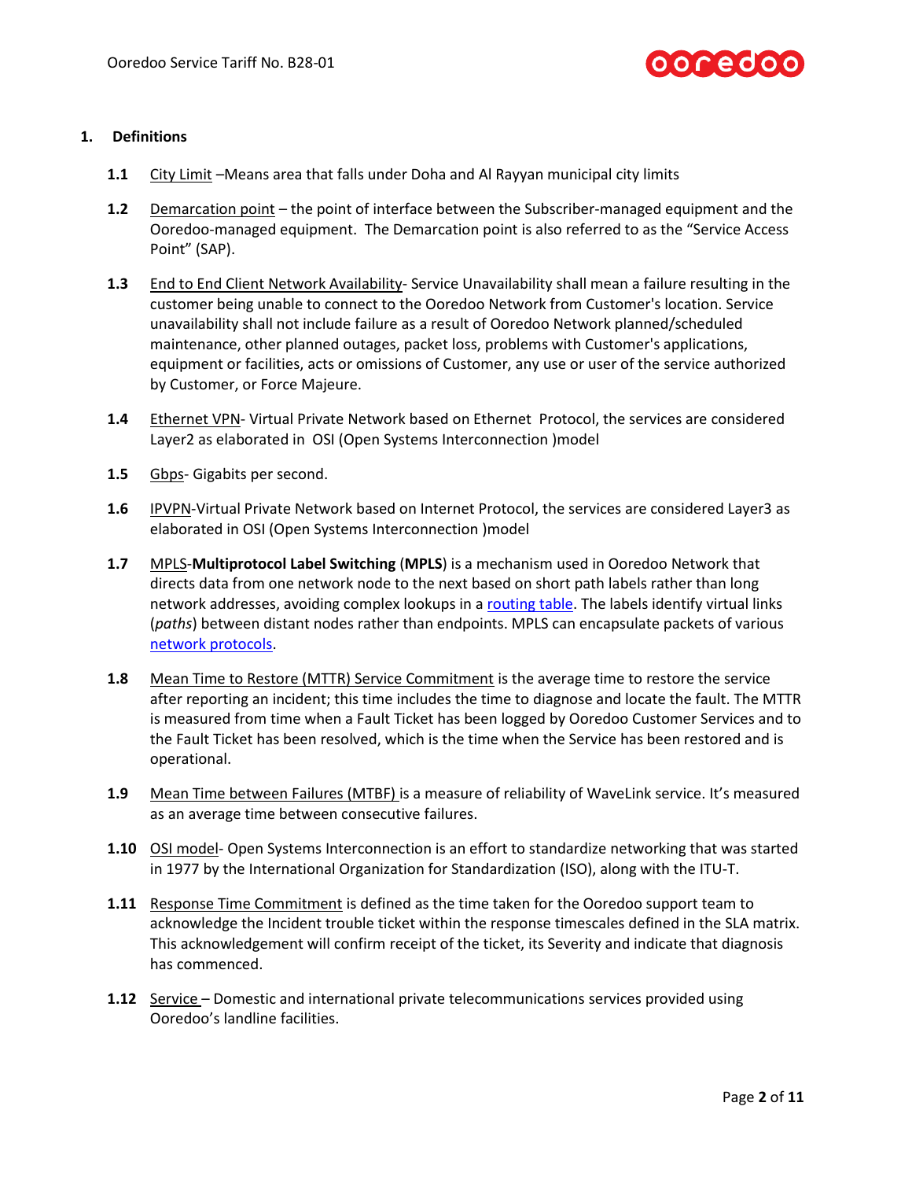## 1. Definitions

**1.1** City Limit –Means area that falls under Doha and Al Rayyan municipal city limits

**1.2** Demarcation point – the point of interface between the Subscriber-managed equipment and the Ooredoo-managed equipment. The Demarcation point is also referred to as the "Service Access Point" (SAP).

**1.3** End to End Client Network Availability- Service Unavailability shall mean a failure resulting in the customer being unable to connect to the Ooredoo Network from Customer's location. Service unavailability shall not include failure as a result of Ooredoo Network planned/scheduled maintenance, other planned outages, packet loss, problems with Customer's applications, equipment or facilities, acts or omissions of Customer, any use or user of the service authorized by Customer, or Force Majeure.

**1.4** Ethernet VPN- Virtual Private Network based on Ethernet Protocol, the services are considered Layer2 as elaborated in OSI (Open Systems Interconnection )model

**1.5** Gbps- Gigabits per second.

**1.6** IPVPN-Virtual Private Network based on Internet Protocol, the services are considered Layer3 as elaborated in OSI (Open Systems Interconnection )model

**1.7** MPLS-**Multiprotocol Label Switching** (**MPLS**) is a mechanism used in Ooredoo Network that directs data from one network node to the next based on short path labels rather than long network addresses, avoiding complex lookups in a routing table. The labels identify virtual links (*paths*) between distant nodes rather than endpoints. MPLS can encapsulate packets of various network protocols.

**1.8** Mean Time to Restore (MTTR) Service Commitment is the average time to restore the service after reporting an incident; this time includes the time to diagnose and locate the fault. The MTTR is measured from time when a Fault Ticket has been logged by Ooredoo Customer Services and to the Fault Ticket has been resolved, which is the time when the Service has been restored and is operational.

**1.9** Mean Time between Failures (MTBF) is a measure of reliability of WaveLink service. It's measured as an average time between consecutive failures.

**1.10** OSI model- Open Systems Interconnection is an effort to standardize networking that was started in 1977 by the International Organization for Standardization (ISO), along with the ITU-T.

**1.11** Response Time Commitment is defined as the time taken for the Ooredoo support team to acknowledge the Incident trouble ticket within the response timescales defined in the SLA matrix. This acknowledgement will confirm receipt of the ticket, its Severity and indicate that diagnosis has commenced.

**1.12** Service – Domestic and international private telecommunications services provided using Ooredoo's landline facilities.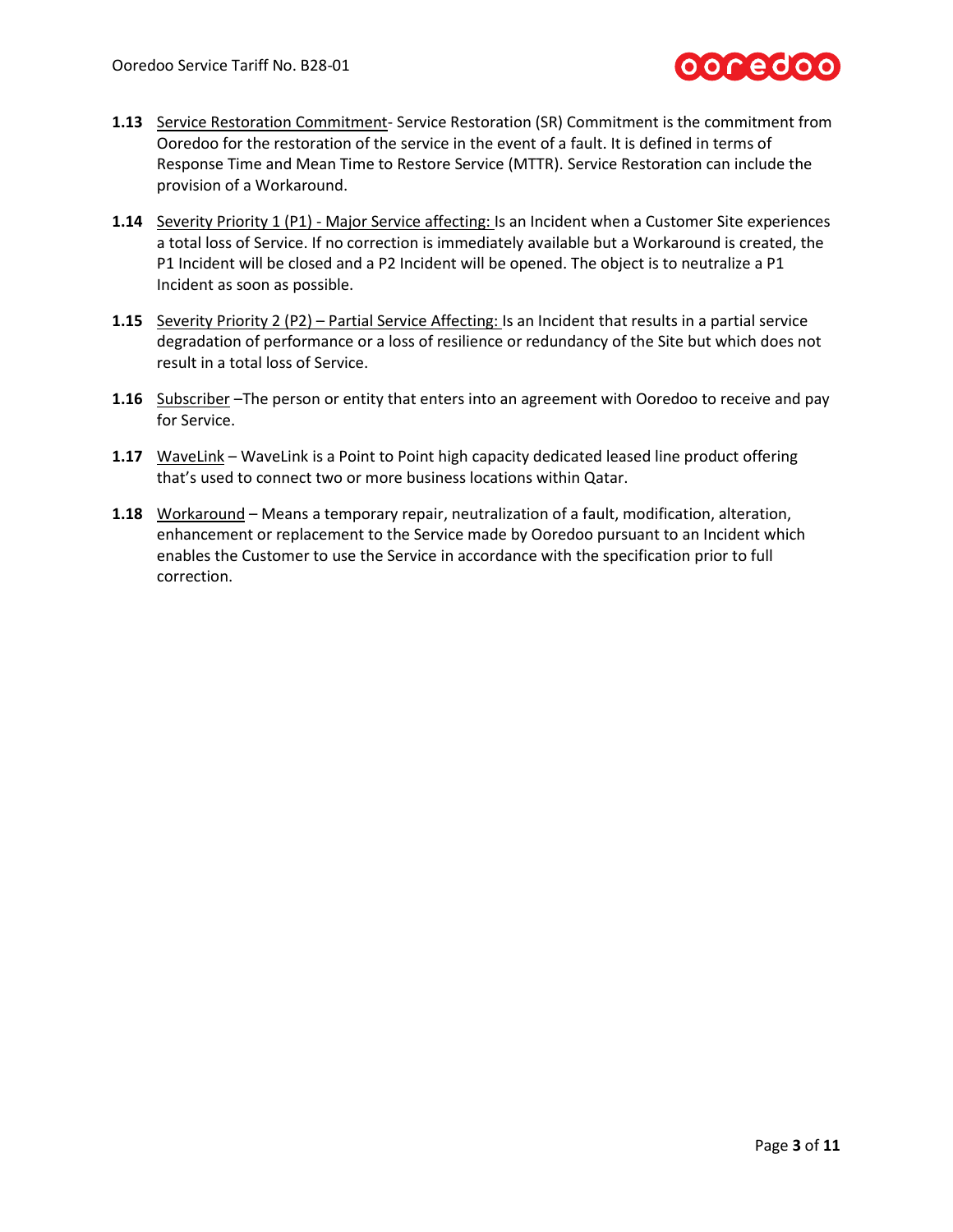**1.13** Service Restoration Commitment- Service Restoration (SR) Commitment is the commitment from Ooredoo for the restoration of the service in the event of a fault. It is defined in terms of Response Time and Mean Time to Restore Service (MTTR). Service Restoration can include the provision of a Workaround.

**1.14** Severity Priority 1 (P1) - Major Service affecting: Is an Incident when a Customer Site experiences a total loss of Service. If no correction is immediately available but a Workaround is created, the P1 Incident will be closed and a P2 Incident will be opened. The object is to neutralize a P1 Incident as soon as possible.

**1.15** Severity Priority 2 (P2) – Partial Service Affecting: Is an Incident that results in a partial service degradation of performance or a loss of resilience or redundancy of the Site but which does not result in a total loss of Service.

**1.16** Subscriber –The person or entity that enters into an agreement with Ooredoo to receive and pay for Service.

**1.17** WaveLink – WaveLink is a Point to Point high capacity dedicated leased line product offering that's used to connect two or more business locations within Qatar.

**1.18** Workaround – Means a temporary repair, neutralization of a fault, modification, alteration, enhancement or replacement to the Service made by Ooredoo pursuant to an Incident which enables the Customer to use the Service in accordance with the specification prior to full correction.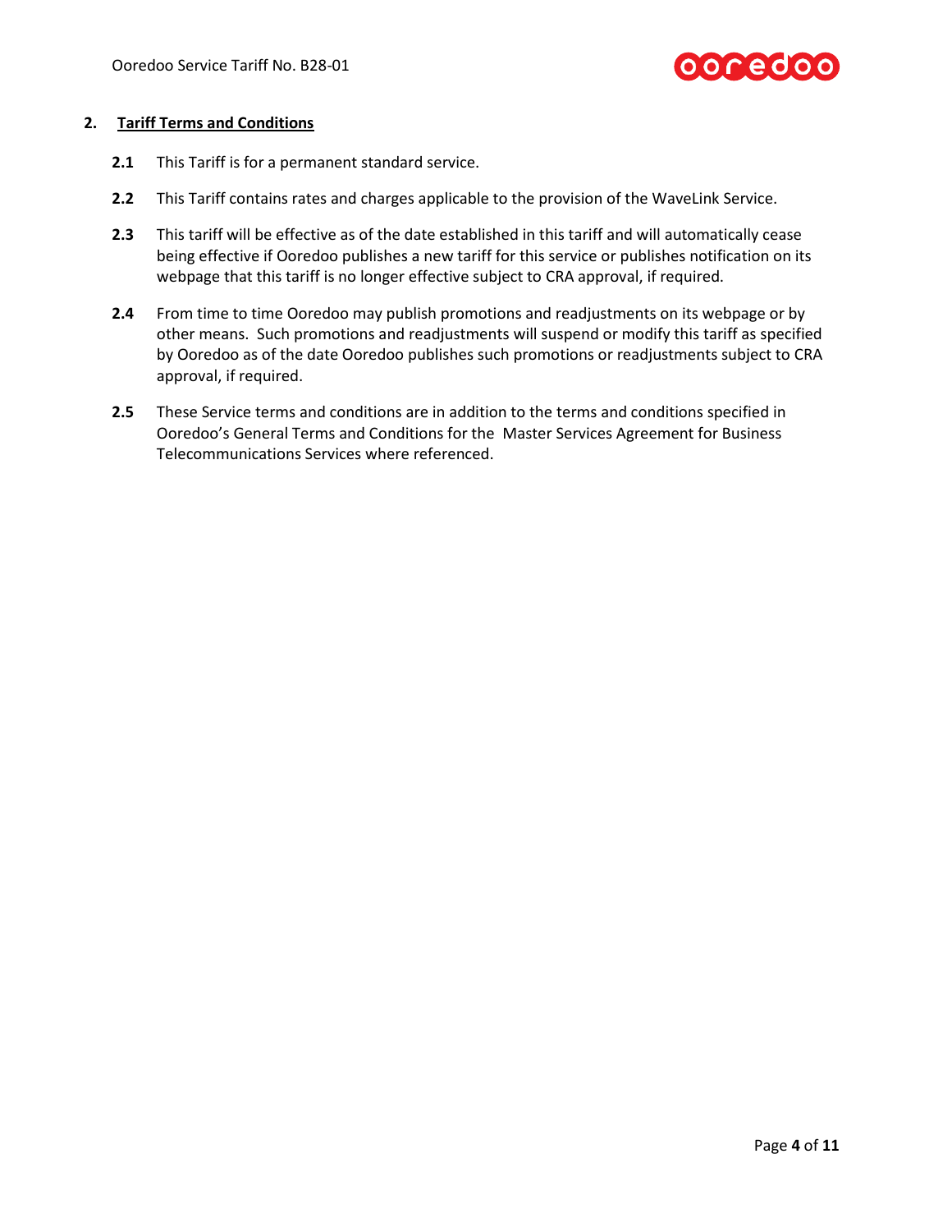## 2. Tariff Terms and Conditions

**2.1** This Tariff is for a permanent standard service.

**2.2** This Tariff contains rates and charges applicable to the provision of the WaveLink Service.

**2.3** This tariff will be effective as of the date established in this tariff and will automatically cease being effective if Ooredoo publishes a new tariff for this service or publishes notification on its webpage that this tariff is no longer effective subject to CRA approval, if required.

**2.4** From time to time Ooredoo may publish promotions and readjustments on its webpage or by other means. Such promotions and readjustments will suspend or modify this tariff as specified by Ooredoo as of the date Ooredoo publishes such promotions or readjustments subject to CRA approval, if required.

**2.5** These Service terms and conditions are in addition to the terms and conditions specified in Ooredoo's General Terms and Conditions for the Master Services Agreement for Business Telecommunications Services where referenced.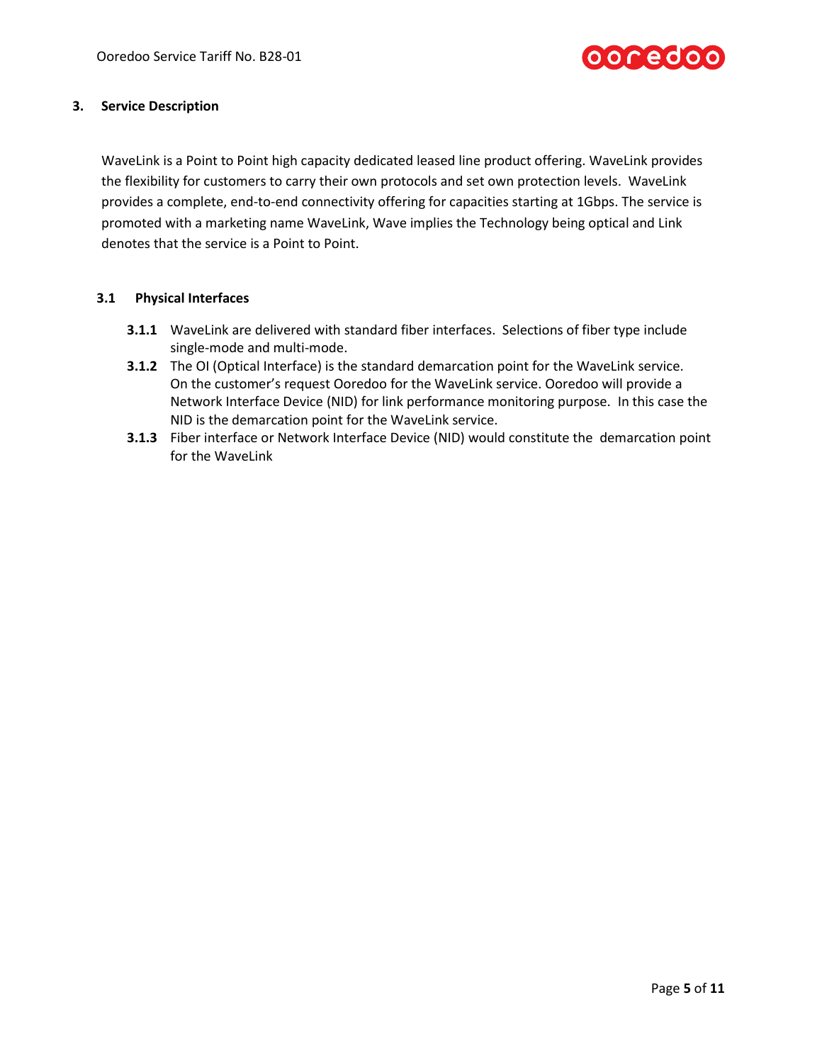## 3. Service Description

WaveLink is a Point to Point high capacity dedicated leased line product offering. WaveLink provides the flexibility for customers to carry their own protocols and set own protection levels. WaveLink provides a complete, end-to-end connectivity offering for capacities starting at 1Gbps. The service is promoted with a marketing name WaveLink, Wave implies the Technology being optical and Link denotes that the service is a Point to Point.

### 3.1 Physical Interfaces

**3.1.1** WaveLink are delivered with standard fiber interfaces. Selections of fiber type include single-mode and multi-mode.

**3.1.2** The OI (Optical Interface) is the standard demarcation point for the WaveLink service. On the customer's request Ooredoo for the WaveLink service. Ooredoo will provide a Network Interface Device (NID) for link performance monitoring purpose. In this case the NID is the demarcation point for the WaveLink service.

**3.1.3** Fiber interface or Network Interface Device (NID) would constitute the demarcation point for the WaveLink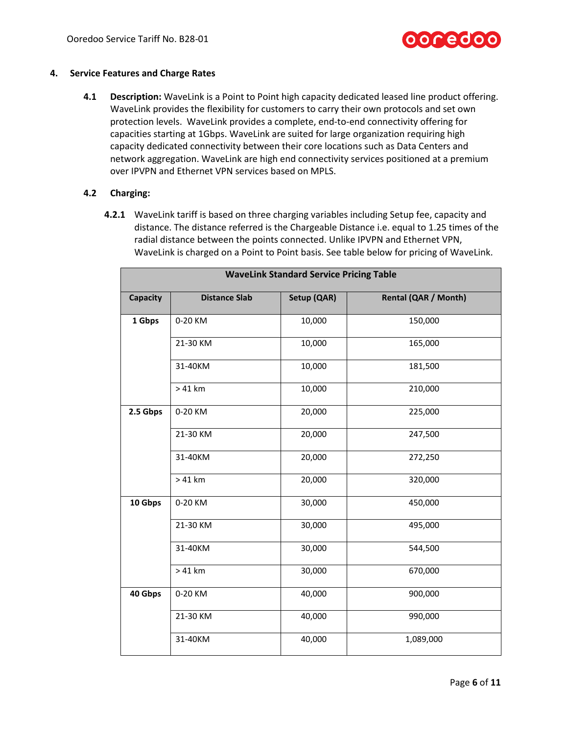## 4. Service Features and Charge Rates

**4.1 Description:** WaveLink is a Point to Point high capacity dedicated leased line product offering. WaveLink provides the flexibility for customers to carry their own protocols and set own protection levels. WaveLink provides a complete, end-to-end connectivity offering for capacities starting at 1Gbps. WaveLink are suited for large organization requiring high capacity dedicated connectivity between their core locations such as Data Centers and network aggregation. WaveLink are high end connectivity services positioned at a premium over IPVPN and Ethernet VPN services based on MPLS.

**4.2 Charging:**

**4.2.1** WaveLink tariff is based on three charging variables including Setup fee, capacity and distance. The distance referred is the Chargeable Distance i.e. equal to 1.25 times of the radial distance between the points connected. Unlike IPVPN and Ethernet VPN, WaveLink is charged on a Point to Point basis. See table below for pricing of WaveLink.

**WaveLink Standard Service Pricing Table**

| Capacity | Distance Slab | Setup (QAR) | Rental (QAR / Month) |
|---|---|---|---|
| **1 Gbps** | 0-20 KM | 10,000 | 150,000 |
| | 21-30 KM | 10,000 | 165,000 |
| | 31-40KM | 10,000 | 181,500 |
| | > 41 km | 10,000 | 210,000 |
| **2.5 Gbps** | 0-20 KM | 20,000 | 225,000 |
| | 21-30 KM | 20,000 | 247,500 |
| | 31-40KM | 20,000 | 272,250 |
| | > 41 km | 20,000 | 320,000 |
| **10 Gbps** | 0-20 KM | 30,000 | 450,000 |
| | 21-30 KM | 30,000 | 495,000 |
| | 31-40KM | 30,000 | 544,500 |
| | > 41 km | 30,000 | 670,000 |
| **40 Gbps** | 0-20 KM | 40,000 | 900,000 |
| | 21-30 KM | 40,000 | 990,000 |
| | 31-40KM | 40,000 | 1,089,000 |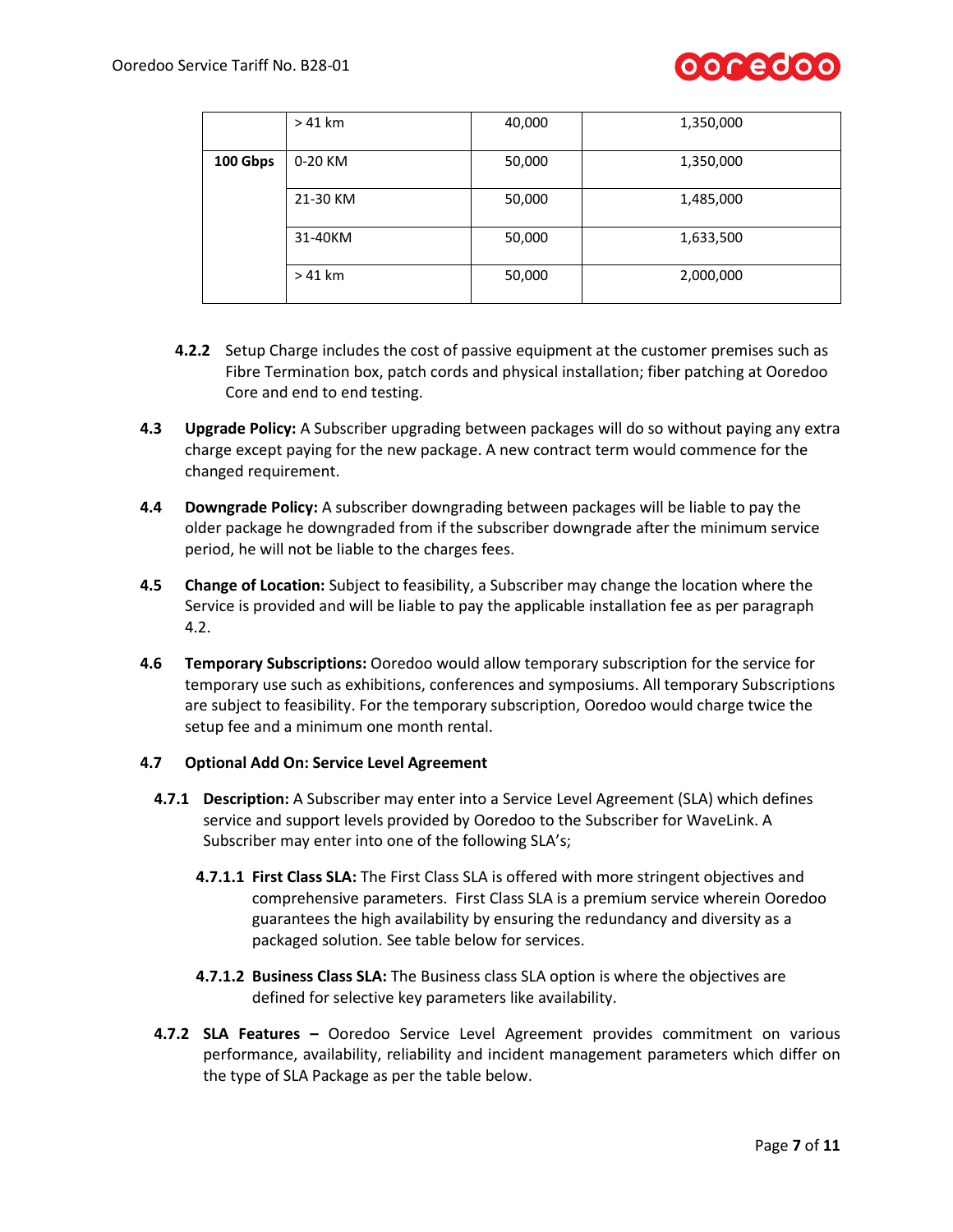| | | | |
|---|---|---|---|
| | > 41 km | 40,000 | 1,350,000 |
| **100 Gbps** | 0-20 KM | 50,000 | 1,350,000 |
| | 21-30 KM | 50,000 | 1,485,000 |
| | 31-40KM | 50,000 | 1,633,500 |
| | > 41 km | 50,000 | 2,000,000 |

**4.2.2** Setup Charge includes the cost of passive equipment at the customer premises such as Fibre Termination box, patch cords and physical installation; fiber patching at Ooredoo Core and end to end testing.

**4.3** **Upgrade Policy:** A Subscriber upgrading between packages will do so without paying any extra charge except paying for the new package. A new contract term would commence for the changed requirement.

**4.4** **Downgrade Policy:** A subscriber downgrading between packages will be liable to pay the older package he downgraded from if the subscriber downgrade after the minimum service period, he will not be liable to the charges fees.

**4.5** **Change of Location:** Subject to feasibility, a Subscriber may change the location where the Service is provided and will be liable to pay the applicable installation fee as per paragraph 4.2.

**4.6** **Temporary Subscriptions:** Ooredoo would allow temporary subscription for the service for temporary use such as exhibitions, conferences and symposiums. All temporary Subscriptions are subject to feasibility. For the temporary subscription, Ooredoo would charge twice the setup fee and a minimum one month rental.

**4.7** **Optional Add On: Service Level Agreement**

**4.7.1** **Description:** A Subscriber may enter into a Service Level Agreement (SLA) which defines service and support levels provided by Ooredoo to the Subscriber for WaveLink. A Subscriber may enter into one of the following SLA's;

**4.7.1.1** **First Class SLA:** The First Class SLA is offered with more stringent objectives and comprehensive parameters. First Class SLA is a premium service wherein Ooredoo guarantees the high availability by ensuring the redundancy and diversity as a packaged solution. See table below for services.

**4.7.1.2** **Business Class SLA:** The Business class SLA option is where the objectives are defined for selective key parameters like availability.

**4.7.2** **SLA Features –** Ooredoo Service Level Agreement provides commitment on various performance, availability, reliability and incident management parameters which differ on the type of SLA Package as per the table below.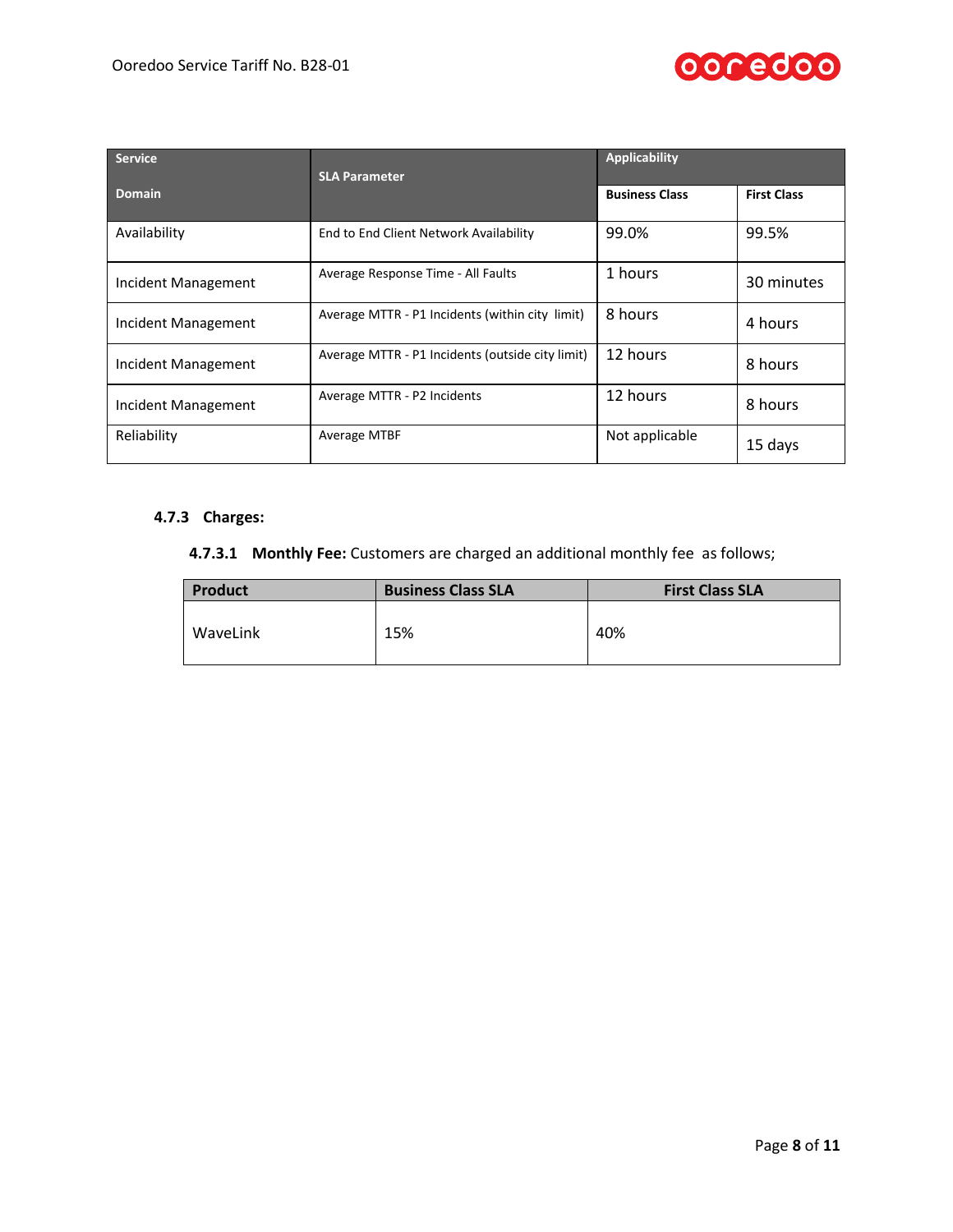| Service Domain | SLA Parameter | Applicability | |
|---|---|---|---|
| | | Business Class | First Class |
| Availability | End to End Client Network Availability | 99.0% | 99.5% |
| Incident Management | Average Response Time - All Faults | 1 hours | 30 minutes |
| Incident Management | Average MTTR - P1 Incidents (within city limit) | 8 hours | 4 hours |
| Incident Management | Average MTTR - P1 Incidents (outside city limit) | 12 hours | 8 hours |
| Incident Management | Average MTTR - P2 Incidents | 12 hours | 8 hours |
| Reliability | Average MTBF | Not applicable | 15 days |

### 4.7.3 Charges:

#### 4.7.3.1 Monthly Fee: Customers are charged an additional monthly fee as follows;

| Product | Business Class SLA | First Class SLA |
|---|---|---|
| WaveLink | 15% | 40% |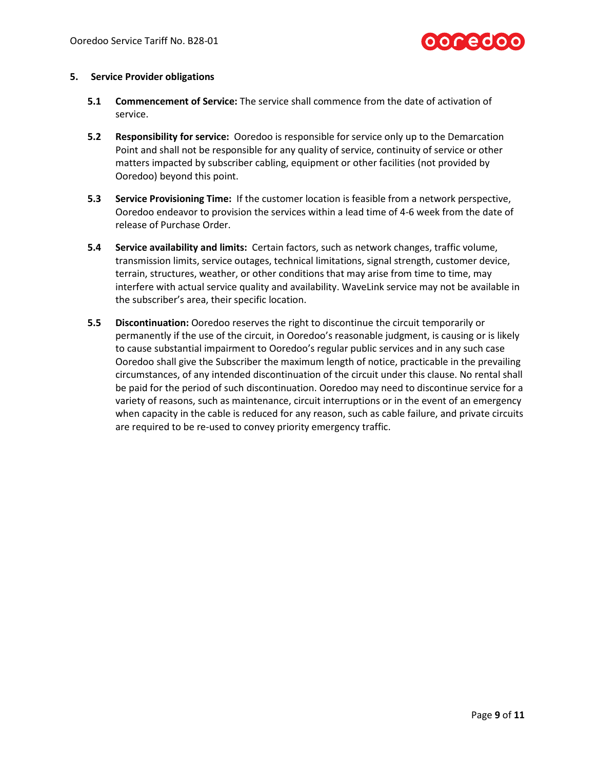## 5. Service Provider obligations

**5.1 Commencement of Service:** The service shall commence from the date of activation of service.

**5.2 Responsibility for service:** Ooredoo is responsible for service only up to the Demarcation Point and shall not be responsible for any quality of service, continuity of service or other matters impacted by subscriber cabling, equipment or other facilities (not provided by Ooredoo) beyond this point.

**5.3 Service Provisioning Time:** If the customer location is feasible from a network perspective, Ooredoo endeavor to provision the services within a lead time of 4-6 week from the date of release of Purchase Order.

**5.4 Service availability and limits:** Certain factors, such as network changes, traffic volume, transmission limits, service outages, technical limitations, signal strength, customer device, terrain, structures, weather, or other conditions that may arise from time to time, may interfere with actual service quality and availability. WaveLink service may not be available in the subscriber's area, their specific location.

**5.5 Discontinuation:** Ooredoo reserves the right to discontinue the circuit temporarily or permanently if the use of the circuit, in Ooredoo's reasonable judgment, is causing or is likely to cause substantial impairment to Ooredoo's regular public services and in any such case Ooredoo shall give the Subscriber the maximum length of notice, practicable in the prevailing circumstances, of any intended discontinuation of the circuit under this clause. No rental shall be paid for the period of such discontinuation. Ooredoo may need to discontinue service for a variety of reasons, such as maintenance, circuit interruptions or in the event of an emergency when capacity in the cable is reduced for any reason, such as cable failure, and private circuits are required to be re-used to convey priority emergency traffic.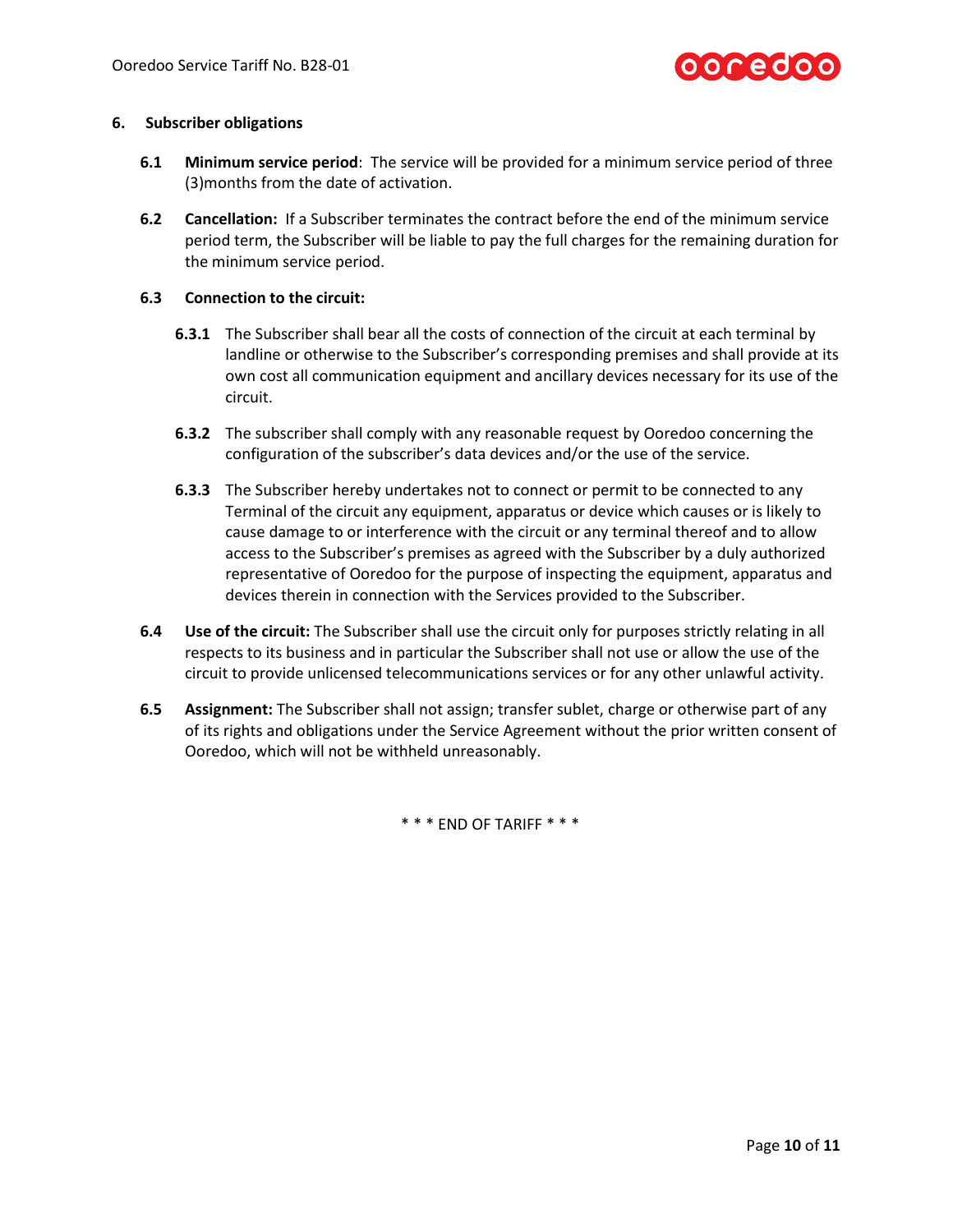## 6. Subscriber obligations

**6.1 Minimum service period**: The service will be provided for a minimum service period of three (3)months from the date of activation.

**6.2 Cancellation:** If a Subscriber terminates the contract before the end of the minimum service period term, the Subscriber will be liable to pay the full charges for the remaining duration for the minimum service period.

**6.3 Connection to the circuit:**

**6.3.1** The Subscriber shall bear all the costs of connection of the circuit at each terminal by landline or otherwise to the Subscriber's corresponding premises and shall provide at its own cost all communication equipment and ancillary devices necessary for its use of the circuit.

**6.3.2** The subscriber shall comply with any reasonable request by Ooredoo concerning the configuration of the subscriber's data devices and/or the use of the service.

**6.3.3** The Subscriber hereby undertakes not to connect or permit to be connected to any Terminal of the circuit any equipment, apparatus or device which causes or is likely to cause damage to or interference with the circuit or any terminal thereof and to allow access to the Subscriber's premises as agreed with the Subscriber by a duly authorized representative of Ooredoo for the purpose of inspecting the equipment, apparatus and devices therein in connection with the Services provided to the Subscriber.

**6.4 Use of the circuit:** The Subscriber shall use the circuit only for purposes strictly relating in all respects to its business and in particular the Subscriber shall not use or allow the use of the circuit to provide unlicensed telecommunications services or for any other unlawful activity.

**6.5 Assignment:** The Subscriber shall not assign; transfer sublet, charge or otherwise part of any of its rights and obligations under the Service Agreement without the prior written consent of Ooredoo, which will not be withheld unreasonably.

* * * END OF TARIFF * * *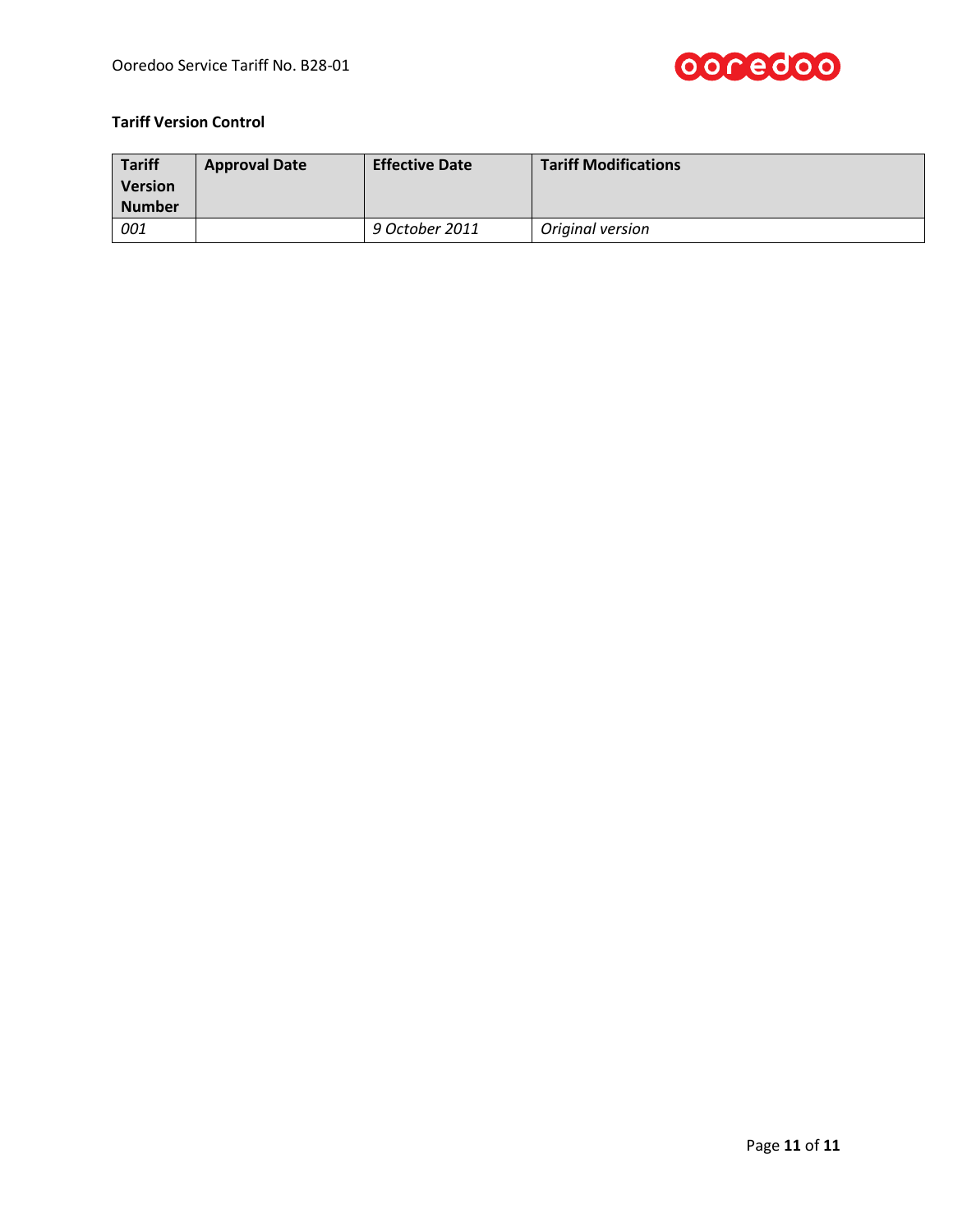**Tariff Version Control**

| Tariff Version Number | Approval Date | Effective Date | Tariff Modifications |
| --- | --- | --- | --- |
| *001* | | *9 October 2011* | *Original version* |